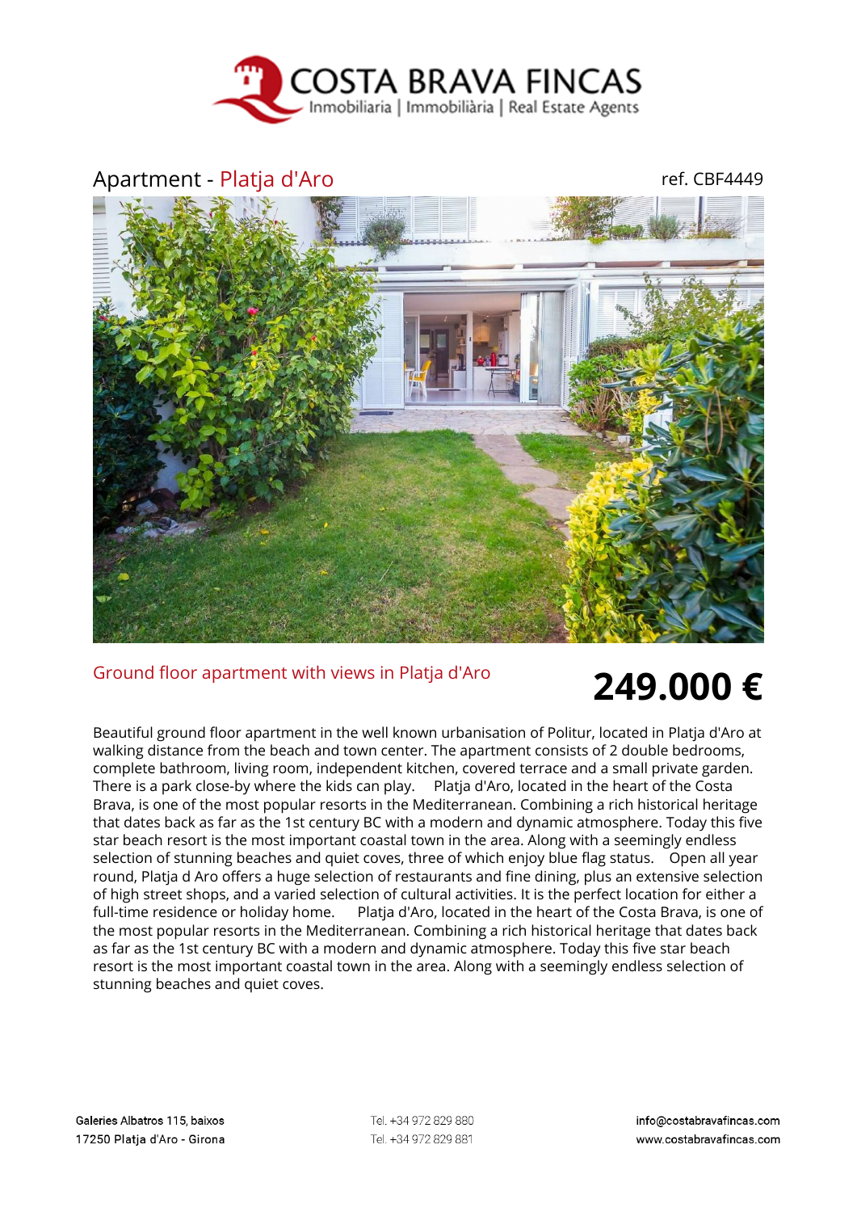COSTA BRAVA FINCAS
Inmobiliaria | Immobiliària | Real Estate Agents

# Apartment - Platja d'Aro

ref. CBF4449

## Ground floor apartment with views in Platja d'Aro

**249.000 €**

Beautiful ground floor apartment in the well known urbanisation of Politur, located in Platja d'Aro at walking distance from the beach and town center. The apartment consists of 2 double bedrooms, complete bathroom, living room, independent kitchen, covered terrace and a small private garden. There is a park close-by where the kids can play.     Platja d'Aro, located in the heart of the Costa Brava, is one of the most popular resorts in the Mediterranean. Combining a rich historical heritage that dates back as far as the 1st century BC with a modern and dynamic atmosphere. Today this five star beach resort is the most important coastal town in the area. Along with a seemingly endless selection of stunning beaches and quiet coves, three of which enjoy blue flag status.    Open all year round, Platja d Aro offers a huge selection of restaurants and fine dining, plus an extensive selection of high street shops, and a varied selection of cultural activities. It is the perfect location for either a full-time residence or holiday home.     Platja d'Aro, located in the heart of the Costa Brava, is one of the most popular resorts in the Mediterranean. Combining a rich historical heritage that dates back as far as the 1st century BC with a modern and dynamic atmosphere. Today this five star beach resort is the most important coastal town in the area. Along with a seemingly endless selection of stunning beaches and quiet coves.

Galeries Albatros 115, baixos
17250 Platja d'Aro - Girona

Tel. +34 972 829 880
Tel. +34 972 829 881

info@costabravafincas.com
www.costabravafincas.com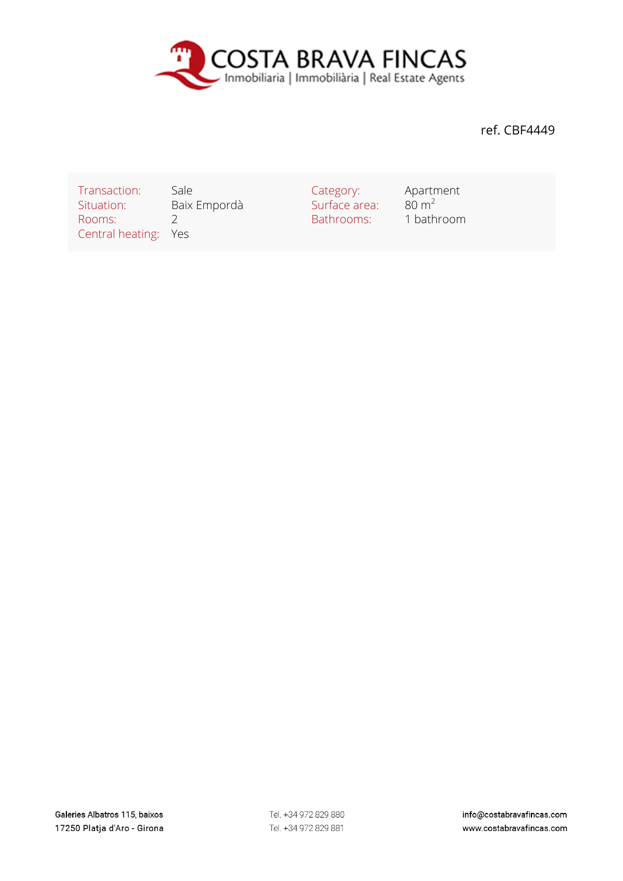COSTA BRAVA FINCAS

Inmobiliaria | Immobiliària | Real Estate Agents

ref. CBF4449

| | | | |
|---|---|---|---|
| Transaction: | Sale | Category: | Apartment |
| Situation: | Baix Empordà | Surface area: | 80 $m^2$ |
| Rooms: | 2 | Bathrooms: | 1 bathroom |
| Central heating: | Yes | | |

Galeries Albatros 115, baixos
17250 Platja d'Aro - Girona

Tel. +34 972 829 880
Tel. +34 972 829 881

info@costabravafincas.com
www.costabravafincas.com